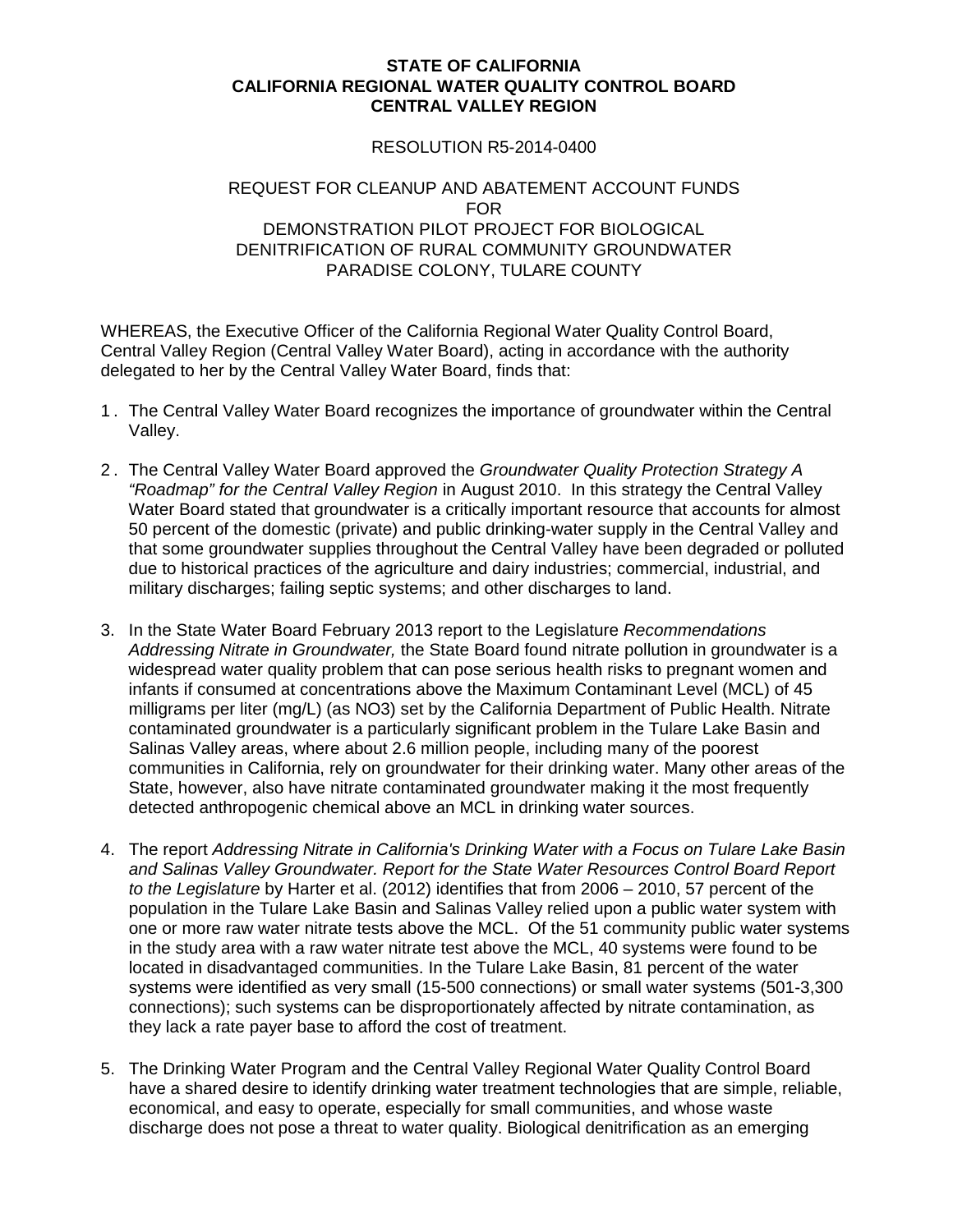**STATE OF CALIFORNIA**
**CALIFORNIA REGIONAL WATER QUALITY CONTROL BOARD**
**CENTRAL VALLEY REGION**

RESOLUTION R5-2014-0400

REQUEST FOR CLEANUP AND ABATEMENT ACCOUNT FUNDS
FOR
DEMONSTRATION PILOT PROJECT FOR BIOLOGICAL DENITRIFICATION OF RURAL COMMUNITY GROUNDWATER
PARADISE COLONY, TULARE COUNTY

WHEREAS, the Executive Officer of the California Regional Water Quality Control Board, Central Valley Region (Central Valley Water Board), acting in accordance with the authority delegated to her by the Central Valley Water Board, finds that:

1. The Central Valley Water Board recognizes the importance of groundwater within the Central Valley.

2. The Central Valley Water Board approved the *Groundwater Quality Protection Strategy A "Roadmap" for the Central Valley Region* in August 2010. In this strategy the Central Valley Water Board stated that groundwater is a critically important resource that accounts for almost 50 percent of the domestic (private) and public drinking-water supply in the Central Valley and that some groundwater supplies throughout the Central Valley have been degraded or polluted due to historical practices of the agriculture and dairy industries; commercial, industrial, and military discharges; failing septic systems; and other discharges to land.

3. In the State Water Board February 2013 report to the Legislature *Recommendations Addressing Nitrate in Groundwater,* the State Board found nitrate pollution in groundwater is a widespread water quality problem that can pose serious health risks to pregnant women and infants if consumed at concentrations above the Maximum Contaminant Level (MCL) of 45 milligrams per liter (mg/L) (as $NO_3$) set by the California Department of Public Health. Nitrate contaminated groundwater is a particularly significant problem in the Tulare Lake Basin and Salinas Valley areas, where about 2.6 million people, including many of the poorest communities in California, rely on groundwater for their drinking water. Many other areas of the State, however, also have nitrate contaminated groundwater making it the most frequently detected anthropogenic chemical above an MCL in drinking water sources.

4. The report *Addressing Nitrate in California's Drinking Water with a Focus on Tulare Lake Basin and Salinas Valley Groundwater. Report for the State Water Resources Control Board Report to the Legislature* by Harter et al. (2012) identifies that from 2006 – 2010, 57 percent of the population in the Tulare Lake Basin and Salinas Valley relied upon a public water system with one or more raw water nitrate tests above the MCL. Of the 51 community public water systems in the study area with a raw water nitrate test above the MCL, 40 systems were found to be located in disadvantaged communities. In the Tulare Lake Basin, 81 percent of the water systems were identified as very small (15-500 connections) or small water systems (501-3,300 connections); such systems can be disproportionately affected by nitrate contamination, as they lack a rate payer base to afford the cost of treatment.

5. The Drinking Water Program and the Central Valley Regional Water Quality Control Board have a shared desire to identify drinking water treatment technologies that are simple, reliable, economical, and easy to operate, especially for small communities, and whose waste discharge does not pose a threat to water quality. Biological denitrification as an emerging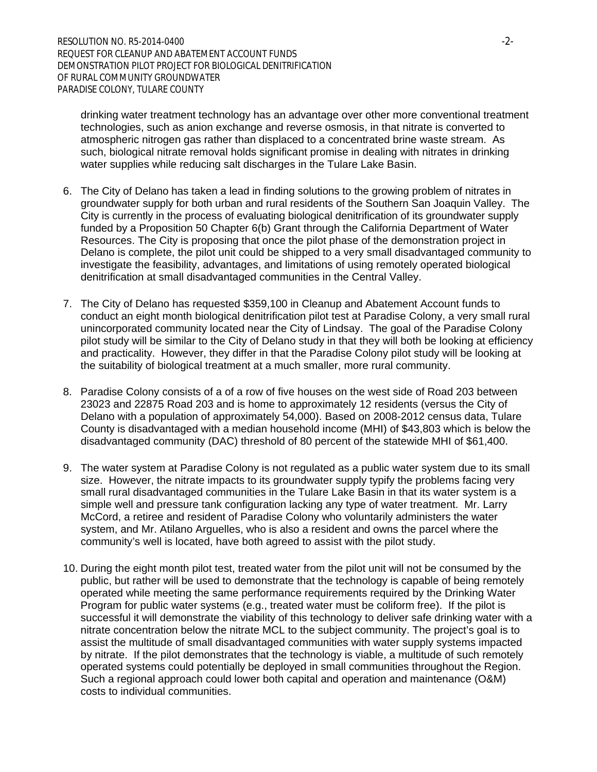drinking water treatment technology has an advantage over other more conventional treatment technologies, such as anion exchange and reverse osmosis, in that nitrate is converted to atmospheric nitrogen gas rather than displaced to a concentrated brine waste stream. As such, biological nitrate removal holds significant promise in dealing with nitrates in drinking water supplies while reducing salt discharges in the Tulare Lake Basin.

6. The City of Delano has taken a lead in finding solutions to the growing problem of nitrates in groundwater supply for both urban and rural residents of the Southern San Joaquin Valley. The City is currently in the process of evaluating biological denitrification of its groundwater supply funded by a Proposition 50 Chapter 6(b) Grant through the California Department of Water Resources. The City is proposing that once the pilot phase of the demonstration project in Delano is complete, the pilot unit could be shipped to a very small disadvantaged community to investigate the feasibility, advantages, and limitations of using remotely operated biological denitrification at small disadvantaged communities in the Central Valley.

7. The City of Delano has requested $359,100 in Cleanup and Abatement Account funds to conduct an eight month biological denitrification pilot test at Paradise Colony, a very small rural unincorporated community located near the City of Lindsay. The goal of the Paradise Colony pilot study will be similar to the City of Delano study in that they will both be looking at efficiency and practicality. However, they differ in that the Paradise Colony pilot study will be looking at the suitability of biological treatment at a much smaller, more rural community.

8. Paradise Colony consists of a of a row of five houses on the west side of Road 203 between 23023 and 22875 Road 203 and is home to approximately 12 residents (versus the City of Delano with a population of approximately 54,000). Based on 2008-2012 census data, Tulare County is disadvantaged with a median household income (MHI) of $43,803 which is below the disadvantaged community (DAC) threshold of 80 percent of the statewide MHI of $61,400.

9. The water system at Paradise Colony is not regulated as a public water system due to its small size. However, the nitrate impacts to its groundwater supply typify the problems facing very small rural disadvantaged communities in the Tulare Lake Basin in that its water system is a simple well and pressure tank configuration lacking any type of water treatment. Mr. Larry McCord, a retiree and resident of Paradise Colony who voluntarily administers the water system, and Mr. Atilano Arguelles, who is also a resident and owns the parcel where the community's well is located, have both agreed to assist with the pilot study.

10. During the eight month pilot test, treated water from the pilot unit will not be consumed by the public, but rather will be used to demonstrate that the technology is capable of being remotely operated while meeting the same performance requirements required by the Drinking Water Program for public water systems (e.g., treated water must be coliform free). If the pilot is successful it will demonstrate the viability of this technology to deliver safe drinking water with a nitrate concentration below the nitrate MCL to the subject community. The project's goal is to assist the multitude of small disadvantaged communities with water supply systems impacted by nitrate. If the pilot demonstrates that the technology is viable, a multitude of such remotely operated systems could potentially be deployed in small communities throughout the Region. Such a regional approach could lower both capital and operation and maintenance (O&M) costs to individual communities.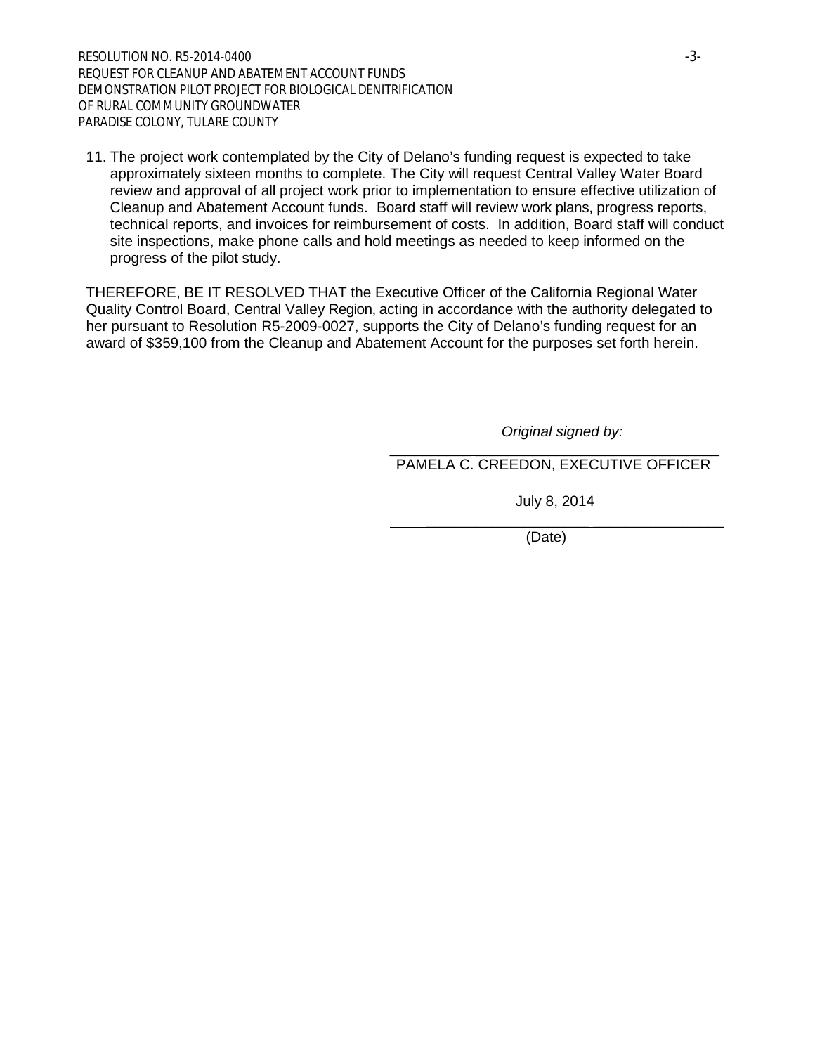11. The project work contemplated by the City of Delano's funding request is expected to take approximately sixteen months to complete. The City will request Central Valley Water Board review and approval of all project work prior to implementation to ensure effective utilization of Cleanup and Abatement Account funds. Board staff will review work plans, progress reports, technical reports, and invoices for reimbursement of costs. In addition, Board staff will conduct site inspections, make phone calls and hold meetings as needed to keep informed on the progress of the pilot study.

THEREFORE, BE IT RESOLVED THAT the Executive Officer of the California Regional Water Quality Control Board, Central Valley Region, acting in accordance with the authority delegated to her pursuant to Resolution R5-2009-0027, supports the City of Delano's funding request for an award of $359,100 from the Cleanup and Abatement Account for the purposes set forth herein.

*Original signed by:*

PAMELA C. CREEDON, EXECUTIVE OFFICER

July 8, 2014

(Date)